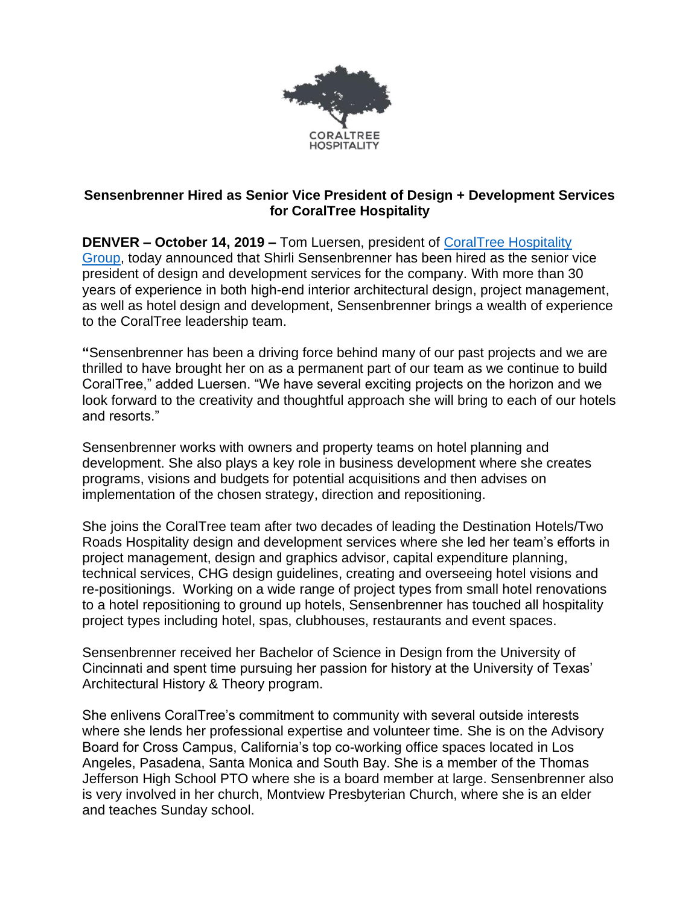CORALTREE HOSPITALITY

**Sensenbrenner Hired as Senior Vice President of Design + Development Services for CoralTree Hospitality**

**DENVER – October 14, 2019 –** Tom Luersen, president of CoralTree Hospitality Group, today announced that Shirli Sensenbrenner has been hired as the senior vice president of design and development services for the company. With more than 30 years of experience in both high-end interior architectural design, project management, as well as hotel design and development, Sensenbrenner brings a wealth of experience to the CoralTree leadership team.

**"**Sensenbrenner has been a driving force behind many of our past projects and we are thrilled to have brought her on as a permanent part of our team as we continue to build CoralTree," added Luersen. "We have several exciting projects on the horizon and we look forward to the creativity and thoughtful approach she will bring to each of our hotels and resorts."

Sensenbrenner works with owners and property teams on hotel planning and development. She also plays a key role in business development where she creates programs, visions and budgets for potential acquisitions and then advises on implementation of the chosen strategy, direction and repositioning.

She joins the CoralTree team after two decades of leading the Destination Hotels/Two Roads Hospitality design and development services where she led her team's efforts in project management, design and graphics advisor, capital expenditure planning, technical services, CHG design guidelines, creating and overseeing hotel visions and re-positionings. Working on a wide range of project types from small hotel renovations to a hotel repositioning to ground up hotels, Sensenbrenner has touched all hospitality project types including hotel, spas, clubhouses, restaurants and event spaces.

Sensenbrenner received her Bachelor of Science in Design from the University of Cincinnati and spent time pursuing her passion for history at the University of Texas' Architectural History & Theory program.

She enlivens CoralTree's commitment to community with several outside interests where she lends her professional expertise and volunteer time. She is on the Advisory Board for Cross Campus, California's top co-working office spaces located in Los Angeles, Pasadena, Santa Monica and South Bay. She is a member of the Thomas Jefferson High School PTO where she is a board member at large. Sensenbrenner also is very involved in her church, Montview Presbyterian Church, where she is an elder and teaches Sunday school.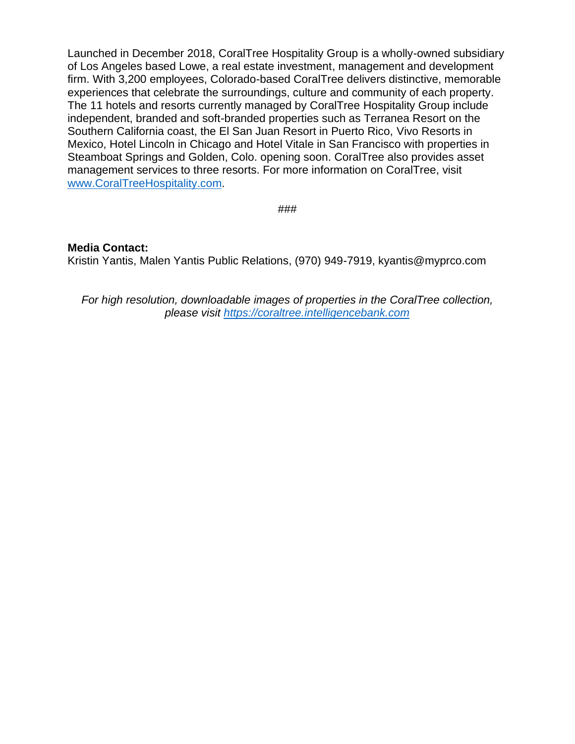Launched in December 2018, CoralTree Hospitality Group is a wholly-owned subsidiary of Los Angeles based Lowe, a real estate investment, management and development firm. With 3,200 employees, Colorado-based CoralTree delivers distinctive, memorable experiences that celebrate the surroundings, culture and community of each property. The 11 hotels and resorts currently managed by CoralTree Hospitality Group include independent, branded and soft-branded properties such as Terranea Resort on the Southern California coast, the El San Juan Resort in Puerto Rico, Vivo Resorts in Mexico, Hotel Lincoln in Chicago and Hotel Vitale in San Francisco with properties in Steamboat Springs and Golden, Colo. opening soon. CoralTree also provides asset management services to three resorts. For more information on CoralTree, visit [www.CoralTreeHospitality.com](http://www.CoralTreeHospitality.com).

###

**Media Contact:**
Kristin Yantis, Malen Yantis Public Relations, (970) 949-7919, kyantis@myprco.com

*For high resolution, downloadable images of properties in the CoralTree collection, please visit [https://coraltree.intelligencebank.com](https://coraltree.intelligencebank.com)*